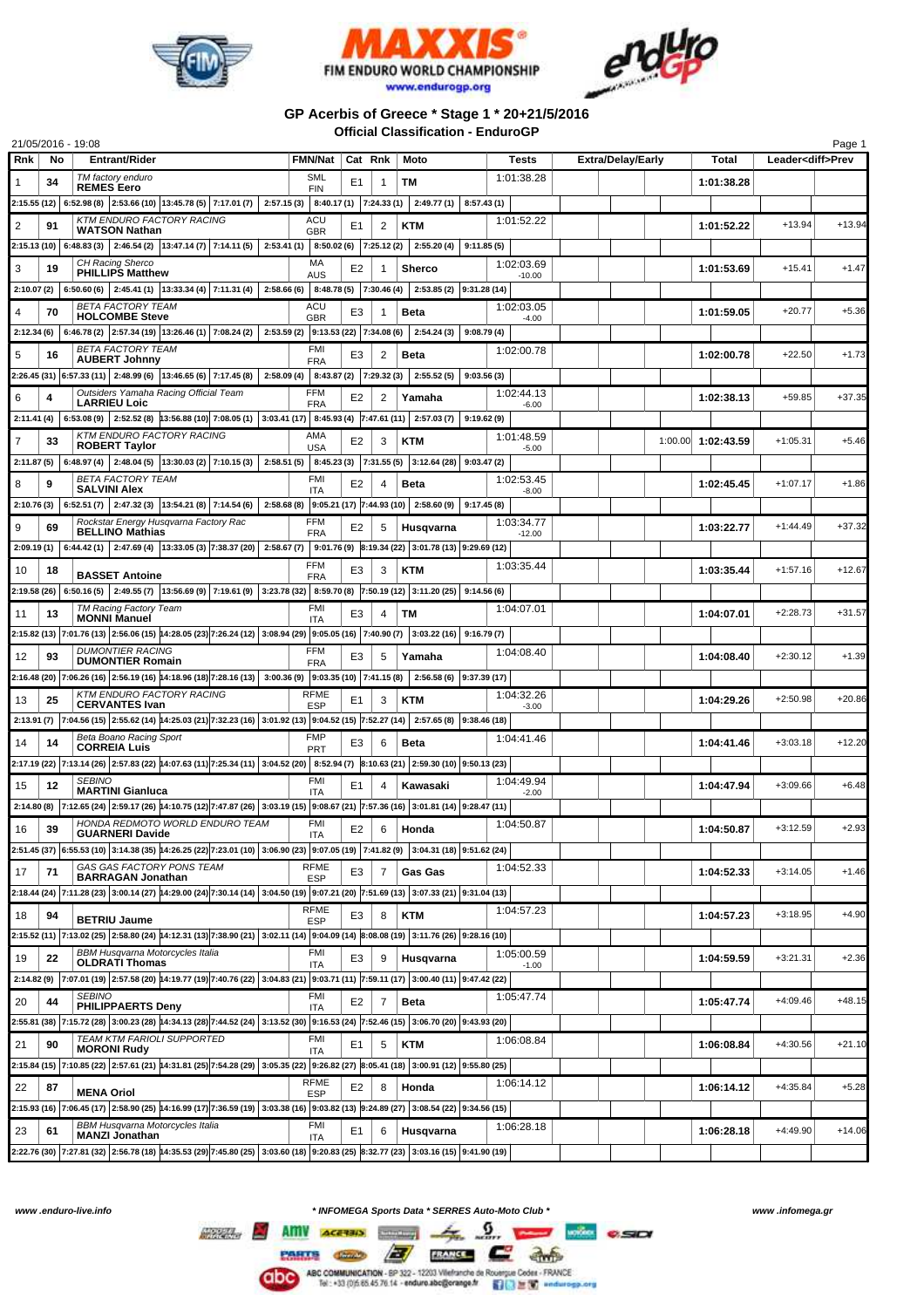# GP Acerbis of Greece * Stage 1 * 20+21/5/2016

## Official Classification - EnduroGP

21/05/2016 - 19:08

| Rnk | No | Entrant/Rider | FMN/Nat | Cat | Rnk | Moto | Tests | Extra/Delay/Early | | | Total | Leader<diff>Prev | |
|---|---|---|---|---|---|---|---|---|---|---|---|---|---|
| 1 | 34 | *TM factory enduro* **REMES Eero** | SML FIN | E1 | 1 | TM | 1:01:38.28 | | | | 1:01:38.28 | | |
| | | 2:15.55 (12) \| 6:52.98 (8) \| 2:53.66 (10) \| 13:45.78 (5) \| 7:17.01 (7) \| 2:57.15 (3) \| 8:40.17 (1) \| 7:24.33 (1) \| 2:49.77 (1) \| 8:57.43 (1) | | | | | | | | | | | |
| 2 | 91 | *KTM ENDURO FACTORY RACING* **WATSON Nathan** | ACU GBR | E1 | 2 | KTM | 1:01:52.22 | | | | 1:01:52.22 | +13.94 | +13.94 |
| | | 2:15.13 (10) \| 6:48.83 (3) \| 2:46.54 (2) \| 13:47.14 (7) \| 7:14.11 (5) \| 2:53.41 (1) \| 8:50.02 (6) \| 7:25.12 (2) \| 2:55.20 (4) \| 9:11.85 (5) | | | | | | | | | | | |
| 3 | 19 | *CH Racing Sherco* **PHILLIPS Matthew** | MA AUS | E2 | 1 | Sherco | 1:02:03.69 -10.00 | | | | 1:01:53.69 | +15.41 | +1.47 |
| | | 2:10.07 (2) \| 6:50.60 (6) \| 2:45.41 (1) \| 13:33.34 (4) \| 7:11.31 (4) \| 2:58.66 (6) \| 8:48.78 (5) \| 7:30.46 (4) \| 2:53.85 (2) \| 9:31.28 (14) | | | | | | | | | | | |
| 4 | 70 | *BETA FACTORY TEAM* **HOLCOMBE Steve** | ACU GBR | E3 | 1 | Beta | 1:02:03.05 -4.00 | | | | 1:01:59.05 | +20.77 | +5.36 |
| | | 2:12.34 (6) \| 6:46.78 (2) \| 2:57.34 (19) \| 13:26.46 (1) \| 7:08.24 (2) \| 2:53.59 (2) \| 9:13.53 (22) \| 7:34.08 (6) \| 2:54.24 (3) \| 9:08.79 (4) | | | | | | | | | | | |
| 5 | 16 | *BETA FACTORY TEAM* **AUBERT Johnny** | FMI FRA | E3 | 2 | Beta | 1:02:00.78 | | | | 1:02:00.78 | +22.50 | +1.73 |
| | | 2:26.45 (31) \| 6:57.33 (11) \| 2:48.99 (6) \| 13:46.65 (6) \| 7:17.45 (8) \| 2:58.09 (4) \| 8:43.87 (2) \| 7:29.32 (3) \| 2:55.52 (5) \| 9:03.56 (3) | | | | | | | | | | | |
| 6 | 4 | *Outsiders Yamaha Racing Official Team* **LARRIEU Loic** | FFM FRA | E2 | 2 | Yamaha | 1:02:44.13 -6.00 | | | | 1:02:38.13 | +59.85 | +37.35 |
| | | 2:11.41 (4) \| 6:53.08 (9) \| 2:52.52 (8) \| 13:56.88 (10) \| 7:08.05 (1) \| 3:03.41 (17) \| 8:45.93 (4) \| 7:47.61 (11) \| 2:57.03 (7) \| 9:19.62 (9) | | | | | | | | | | | |
| 7 | 33 | *KTM ENDURO FACTORY RACING* **ROBERT Taylor** | AMA USA | E2 | 3 | KTM | 1:01:48.59 -5.00 | | | 1:00.00 | 1:02:43.59 | +1:05.31 | +5.46 |
| | | 2:11.87 (5) \| 6:48.97 (4) \| 2:48.04 (5) \| 13:30.03 (2) \| 7:10.15 (3) \| 2:58.51 (5) \| 8:45.23 (3) \| 7:31.55 (5) \| 3:12.64 (28) \| 9:03.47 (2) | | | | | | | | | | | |
| 8 | 9 | *BETA FACTORY TEAM* **SALVINI Alex** | FMI ITA | E2 | 4 | Beta | 1:02:53.45 -8.00 | | | | 1:02:45.45 | +1:07.17 | +1.86 |
| | | 2:10.76 (3) \| 6:52.51 (7) \| 2:47.32 (3) \| 13:54.21 (8) \| 7:14.56 (6) \| 2:58.68 (8) \| 9:05.21 (17) \| 7:44.93 (10) \| 2:58.60 (9) \| 9:17.45 (8) | | | | | | | | | | | |
| 9 | 69 | *Rockstar Energy Husqvarna Factory Rac* **BELLINO Mathias** | FFM FRA | E2 | 5 | Husqvarna | 1:03:34.77 -12.00 | | | | 1:03:22.77 | +1:44.49 | +37.32 |
| | | 2:09.19 (1) \| 6:44.42 (1) \| 2:47.69 (4) \| 13:33.05 (3) \| 7:38.37 (20) \| 2:58.67 (7) \| 9:01.76 (9) \| 8:19.34 (22) \| 3:01.78 (13) \| 9:29.69 (12) | | | | | | | | | | | |
| 10 | 18 | **BASSET Antoine** | FFM FRA | E3 | 3 | KTM | 1:03:35.44 | | | | 1:03:35.44 | +1:57.16 | +12.67 |
| | | 2:19.58 (26) \| 6:50.16 (5) \| 2:49.55 (7) \| 13:56.69 (9) \| 7:19.61 (9) \| 3:23.78 (32) \| 8:59.70 (8) \| 7:50.19 (12) \| 3:11.20 (25) \| 9:14.56 (6) | | | | | | | | | | | |
| 11 | 13 | *TM Racing Factory Team* **MONNI Manuel** | FMI ITA | E3 | 4 | TM | 1:04:07.01 | | | | 1:04:07.01 | +2:28.73 | +31.57 |
| | | 2:15.82 (13) \| 7:01.76 (13) \| 2:56.06 (15) \| 14:28.05 (23) \| 7:26.24 (12) \| 3:08.94 (29) \| 9:05.05 (16) \| 7:40.90 (7) \| 3:03.22 (16) \| 9:16.79 (7) | | | | | | | | | | | |
| 12 | 93 | *DUMONTIER RACING* **DUMONTIER Romain** | FFM FRA | E3 | 5 | Yamaha | 1:04:08.40 | | | | 1:04:08.40 | +2:30.12 | +1.39 |
| | | 2:16.48 (20) \| 7:06.26 (16) \| 2:56.19 (16) \| 14:18.96 (18) \| 7:28.16 (13) \| 3:00.36 (9) \| 9:03.35 (10) \| 7:41.15 (8) \| 2:56.58 (6) \| 9:37.39 (17) | | | | | | | | | | | |
| 13 | 25 | *KTM ENDURO FACTORY RACING* **CERVANTES Ivan** | RFME ESP | E1 | 3 | KTM | 1:04:32.26 -3.00 | | | | 1:04:29.26 | +2:50.98 | +20.86 |
| | | 2:13.91 (7) \| 7:04.56 (15) \| 2:55.62 (14) \| 14:25.03 (21) \| 7:32.23 (16) \| 3:01.92 (13) \| 9:04.52 (15) \| 7:52.27 (14) \| 2:57.65 (8) \| 9:38.46 (18) | | | | | | | | | | | |
| 14 | 14 | *Beta Boano Racing Sport* **CORREIA Luis** | FMP PRT | E3 | 6 | Beta | 1:04:41.46 | | | | 1:04:41.46 | +3:03.18 | +12.20 |
| | | 2:17.19 (22) \| 7:13.14 (26) \| 2:57.83 (22) \| 14:07.63 (11) \| 7:25.34 (11) \| 3:04.52 (20) \| 8:52.94 (7) \| 8:10.63 (21) \| 2:59.30 (10) \| 9:50.13 (23) | | | | | | | | | | | |
| 15 | 12 | *SEBINO* **MARTINI Gianluca** | FMI ITA | E1 | 4 | Kawasaki | 1:04:49.94 -2.00 | | | | 1:04:47.94 | +3:09.66 | +6.48 |
| | | 2:14.80 (8) \| 7:12.65 (24) \| 2:59.17 (26) \| 14:10.75 (12) \| 7:47.87 (26) \| 3:03.19 (15) \| 9:08.67 (21) \| 7:57.36 (16) \| 3:01.81 (14) \| 9:28.47 (11) | | | | | | | | | | | |
| 16 | 39 | *HONDA REDMOTO WORLD ENDURO TEAM* **GUARNERI Davide** | FMI ITA | E2 | 6 | Honda | 1:04:50.87 | | | | 1:04:50.87 | +3:12.59 | +2.93 |
| | | 2:51.45 (37) \| 6:55.53 (10) \| 3:14.38 (35) \| 14:26.25 (22) \| 7:23.01 (10) \| 3:06.90 (23) \| 9:07.05 (19) \| 7:41.82 (9) \| 3:04.31 (18) \| 9:51.62 (24) | | | | | | | | | | | |
| 17 | 71 | *GAS GAS FACTORY PONS TEAM* **BARRAGAN Jonathan** | RFME ESP | E3 | 7 | Gas Gas | 1:04:52.33 | | | | 1:04:52.33 | +3:14.05 | +1.46 |
| | | 2:18.44 (24) \| 7:11.28 (23) \| 3:00.14 (27) \| 14:29.00 (24) \| 7:30.14 (14) \| 3:04.50 (19) \| 9:07.21 (20) \| 7:51.69 (13) \| 3:07.33 (21) \| 9:31.04 (13) | | | | | | | | | | | |
| 18 | 94 | **BETRIU Jaume** | RFME ESP | E3 | 8 | KTM | 1:04:57.23 | | | | 1:04:57.23 | +3:18.95 | +4.90 |
| | | 2:15.52 (11) \| 7:13.02 (25) \| 2:58.80 (24) \| 14:12.31 (13) \| 7:38.90 (21) \| 3:02.11 (14) \| 9:04.09 (14) \| 8:08.08 (19) \| 3:11.76 (26) \| 9:28.16 (10) | | | | | | | | | | | |
| 19 | 22 | *BBM Husqvarna Motorcycles Italia* **OLDRATI Thomas** | FMI ITA | E3 | 9 | Husqvarna | 1:05:00.59 -1.00 | | | | 1:04:59.59 | +3:21.31 | +2.36 |
| | | 2:14.82 (9) \| 7:07.01 (19) \| 2:57.58 (20) \| 14:19.77 (19) \| 7:40.76 (22) \| 3:04.83 (21) \| 9:03.71 (11) \| 7:59.11 (17) \| 3:00.40 (11) \| 9:47.42 (22) | | | | | | | | | | | |
| 20 | 44 | *SEBINO* **PHILIPPAERTS Deny** | FMI ITA | E2 | 7 | Beta | 1:05:47.74 | | | | 1:05:47.74 | +4:09.46 | +48.15 |
| | | 2:55.81 (38) \| 7:15.72 (28) \| 3:00.23 (28) \| 14:34.13 (28) \| 7:44.52 (24) \| 3:13.52 (30) \| 9:16.53 (24) \| 7:52.46 (15) \| 3:06.70 (20) \| 9:43.93 (20) | | | | | | | | | | | |
| 21 | 90 | *TEAM KTM FARIOLI SUPPORTED* **MORONI Rudy** | FMI ITA | E1 | 5 | KTM | 1:06:08.84 | | | | 1:06:08.84 | +4:30.56 | +21.10 |
| | | 2:15.84 (15) \| 7:10.85 (22) \| 2:57.61 (21) \| 14:31.81 (25) \| 7:54.28 (29) \| 3:05.35 (22) \| 9:26.82 (27) \| 8:05.41 (18) \| 3:00.91 (12) \| 9:55.80 (25) | | | | | | | | | | | |
| 22 | 87 | **MENA Oriol** | RFME ESP | E2 | 8 | Honda | 1:06:14.12 | | | | 1:06:14.12 | +4:35.84 | +5.28 |
| | | 2:15.93 (16) \| 7:06.45 (17) \| 2:58.90 (25) \| 14:16.99 (17) \| 7:36.59 (19) \| 3:03.38 (16) \| 9:03.82 (13) \| 9:24.89 (27) \| 3:08.54 (22) \| 9:34.56 (15) | | | | | | | | | | | |
| 23 | 61 | *BBM Husqvarna Motorcycles Italia* **MANZI Jonathan** | FMI ITA | E1 | 6 | Husqvarna | 1:06:28.18 | | | | 1:06:28.18 | +4:49.90 | +14.06 |
| | | 2:22.76 (30) \| 7:27.81 (32) \| 2:56.78 (18) \| 14:35.53 (29) \| 7:45.80 (25) \| 3:03.60 (18) \| 9:20.83 (25) \| 8:32.77 (23) \| 3:03.16 (15) \| 9:41.90 (19) | | | | | | | | | | | |

www.enduro-live.info * INFOMEGA Sports Data * SERRES Auto-Moto Club * www.infomega.gr

ABC COMMUNICATION - BP 322 - 12203 Villefranche de Rouergue Cedex - FRANCE Tel : +33 (0)5.65.45.76.14 - enduro.abc@orange.fr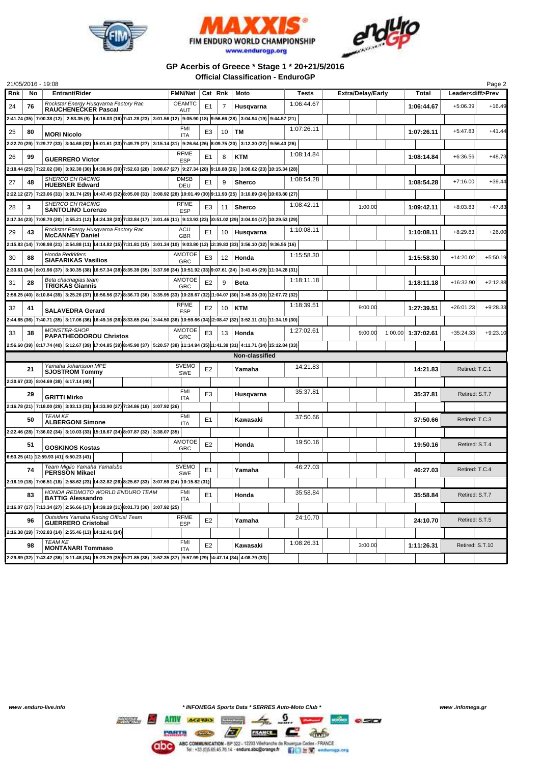# GP Acerbis of Greece * Stage 1 * 20+21/5/2016

## Official Classification - EnduroGP

21/05/2016 - 19:08

| Rnk | No | Entrant/Rider | FMN/Nat | Cat | Rnk | Moto | Tests | Extra/Delay/Early | | Total | Leader<diff>Prev | |
|---|---|---|---|---|---|---|---|---|---|---|---|---|
| 24 | 76 | *Rockstar Energy Husqvarna Factory Rac* **RAUCHENECKER Pascal** | OEAMTC AUT | E1 | 7 | Husqvarna | 1:06:44.67 | | | **1:06:44.67** | +5:06.39 | +16.49 |
| | | 2:41.74 (35) 7:00.38 (12) 2:53.35 (9) 14:16.03 (16) 7:41.28 (23) 3:01.56 (12) 9:05.90 (18) 9:56.66 (28) 3:04.94 (19) 9:44.57 (21) | | | | | | | | | | |
| 25 | 80 | **MORI Nicolo** | FMI ITA | E3 | 10 | TM | 1:07:26.11 | | | **1:07:26.11** | +5:47.83 | +41.44 |
| | | 2:22.70 (29) 7:29.77 (33) 3:04.68 (32) 15:01.61 (33) 7:49.79 (27) 3:15.14 (31) 9:26.64 (26) 8:09.75 (20) 3:12.30 (27) 9:56.43 (26) | | | | | | | | | | |
| 26 | 99 | **GUERRERO Victor** | RFME ESP | E1 | 8 | KTM | 1:08:14.84 | | | **1:08:14.84** | +6:36.56 | +48.73 |
| | | 2:18.44 (25) 7:22.02 (30) 3:02.38 (30) 14:38.96 (30) 7:52.63 (28) 3:08.67 (27) 9:27.34 (28) 9:18.88 (26) 3:08.62 (23) 10:15.34 (28) | | | | | | | | | | |
| 27 | 48 | *SHERCO CH RACING* **HUEBNER Edward** | DMSB DEU | E1 | 9 | Sherco | 1:08:54.28 | | | **1:08:54.28** | +7:16.00 | +39.44 |
| | | 2:22.12 (27) 7:23.06 (31) 3:01.74 (29) 14:47.45 (32) 8:05.00 (31) 3:08.92 (28) 10:01.49 (30) 9:11.93 (25) 3:10.89 (24) 10:03.80 (27) | | | | | | | | | | |
| 28 | 3 | *SHERCO CH RACING* **SANTOLINO Lorenzo** | RFME ESP | E3 | 11 | Sherco | 1:08:42.11 | 1:00.00 | | **1:09:42.11** | +8:03.83 | +47.83 |
| | | 2:17.34 (23) 7:08.70 (20) 2:55.21 (12) 14:24.38 (20) 7:33.84 (17) 3:01.46 (11) 9:13.93 (23) 10:51.02 (29) 3:04.04 (17) 10:29.53 (29) | | | | | | | | | | |
| 29 | 43 | *Rockstar Energy Husqvarna Factory Rac* **McCANNEY Daniel** | ACU GBR | E1 | 10 | Husqvarna | 1:10:08.11 | | | **1:10:08.11** | +8:29.83 | +26.00 |
| | | 2:15.83 (14) 7:08.98 (21) 2:54.88 (11) 14:14.82 (15) 7:31.81 (15) 3:01.34 (10) 9:03.80 (12) 12:39.83 (33) 3:56.10 (32) 9:36.55 (16) | | | | | | | | | | |
| 30 | 88 | *Honda Redriders* **SIAFARIKAS Vasilios** | AMOTOE GRC | E3 | 12 | Honda | 1:15:58.30 | | | **1:15:58.30** | +14:20.02 | +5:50.19 |
| | | 2:33.61 (34) 8:01.98 (37) 3:30.35 (38) 16:57.34 (38) 8:35.39 (35) 3:37.98 (34) 10:51.92 (33) 9:07.61 (24) 3:41.45 (29) 11:34.28 (31) | | | | | | | | | | |
| 31 | 28 | *Beta chachagias team* **TRIGKAS Giannis** | AMOTOE GRC | E2 | 9 | Beta | 1:18:11.18 | | | **1:18:11.18** | +16:32.90 | +2:12.88 |
| | | 2:58.25 (40) 8:10.84 (39) 3:25.26 (37) 16:56.56 (37) 8:36.73 (36) 3:35.95 (33) 10:28.67 (32) 11:04.07 (30) 3:45.38 (30) 12:07.72 (32) | | | | | | | | | | |
| 32 | 41 | **SALAVEDRA Gerard** | RFME ESP | E2 | 10 | KTM | 1:18:39.51 | 9:00.00 | | **1:27:39.51** | +26:01.23 | +9:28.33 |
| | | 2:44.65 (36) 7:40.71 (35) 3:17.06 (36) 16:49.16 (36) 8:33.65 (34) 3:44.50 (36) 10:59.66 (34) 12:08.47 (32) 3:52.11 (31) 11:34.19 (30) | | | | | | | | | | |
| 33 | 38 | *MONSTER-SHOP* **PAPATHEODOROU Christos** | AMOTOE GRC | E3 | 13 | Honda | 1:27:02.61 | 9:00.00 | 1:00.00 | **1:37:02.61** | +35:24.33 | +9:23.10 |
| | | 2:56.60 (39) 8:17.74 (40) 5:12.67 (39) 17:04.85 (39) 8:45.90 (37) 5:20.57 (38) 11:14.94 (35) 11:41.39 (31) 4:11.71 (34) 15:12.84 (33) | | | | | | | | | | |
| | | | | | | **Non-classified** | | | | | | |
| | 21 | *Yamaha Johansson MPE* **SJOSTROM Tommy** | SVEMO SWE | E2 | | Yamaha | 14:21.83 | | | **14:21.83** | Retired: T.C.1 | |
| | | 2:30.67 (33) 8:04.69 (38) 6:17.14 (40) | | | | | | | | | | |
| | 29 | **GRITTI Mirko** | FMI ITA | E3 | | Husqvarna | 35:37.81 | | | **35:37.81** | Retired: S.T.7 | |
| | | 2:16.78 (21) 7:18.00 (29) 3:03.13 (31) 14:33.90 (27) 7:34.86 (18) 3:07.92 (26) | | | | | | | | | | |
| | 50 | *TEAM KE* **ALBERGONI Simone** | FMI ITA | E1 | | Kawasaki | 37:50.66 | | | **37:50.66** | Retired: T.C.3 | |
| | | 2:22.46 (28) 7:36.02 (34) 3:10.03 (33) 15:18.67 (34) 8:07.87 (32) 3:38.07 (35) | | | | | | | | | | |
| | 51 | **GOSKINOS Kostas** | AMOTOE GRC | E2 | | Honda | 19:50.16 | | | **19:50.16** | Retired: S.T.4 | |
| | | 6:53.25 (41) 12:59.93 (41) 6:50.23 (41) | | | | | | | | | | |
| | 74 | *Team Miglio Yamaha Yamalube* **PERSSON Mikael** | SVEMO SWE | E1 | | Yamaha | 46:27.03 | | | **46:27.03** | Retired: T.C.4 | |
| | | 2:16.19 (18) 7:06.51 (18) 2:58.62 (23) 14:32.82 (26) 8:25.67 (33) 3:07.59 (24) 10:15.82 (31) | | | | | | | | | | |
| | 83 | *HONDA REDMOTO WORLD ENDURO TEAM* **BATTIG Alessandro** | FMI ITA | E1 | | Honda | 35:58.84 | | | **35:58.84** | Retired: S.T.7 | |
| | | 2:16.07 (17) 7:13.34 (27) 2:56.66 (17) 14:39.19 (31) 8:01.73 (30) 3:07.92 (25) | | | | | | | | | | |
| | 96 | *Outsiders Yamaha Racing Official Team* **GUERRERO Cristobal** | RFME ESP | E2 | | Yamaha | 24:10.70 | | | **24:10.70** | Retired: S.T.5 | |
| | | 2:16.38 (19) 7:02.83 (14) 2:55.46 (13) 14:12.41 (14) | | | | | | | | | | |
| | 98 | *TEAM KE* **MONTANARI Tommaso** | FMI ITA | E2 | | Kawasaki | 1:08:26.31 | 3:00.00 | | **1:11:26.31** | Retired: S.T.10 | |
| | | 2:29.89 (32) 7:43.42 (36) 3:11.48 (34) 15:23.29 (35) 9:21.85 (38) 3:52.35 (37) 9:57.99 (29) 14:47.14 (34) 4:08.79 (33) | | | | | | | | | | |

www.enduro-live.info * INFOMEGA Sports Data * SERRES Auto-Moto Club * www.infomega.gr

ABC COMMUNICATION - BP 322 - 12203 Villefranche de Rouergue Cedex - FRANCE Tel : +33 (0)5 65 45 76 14 - enduro.abc@orange.fr